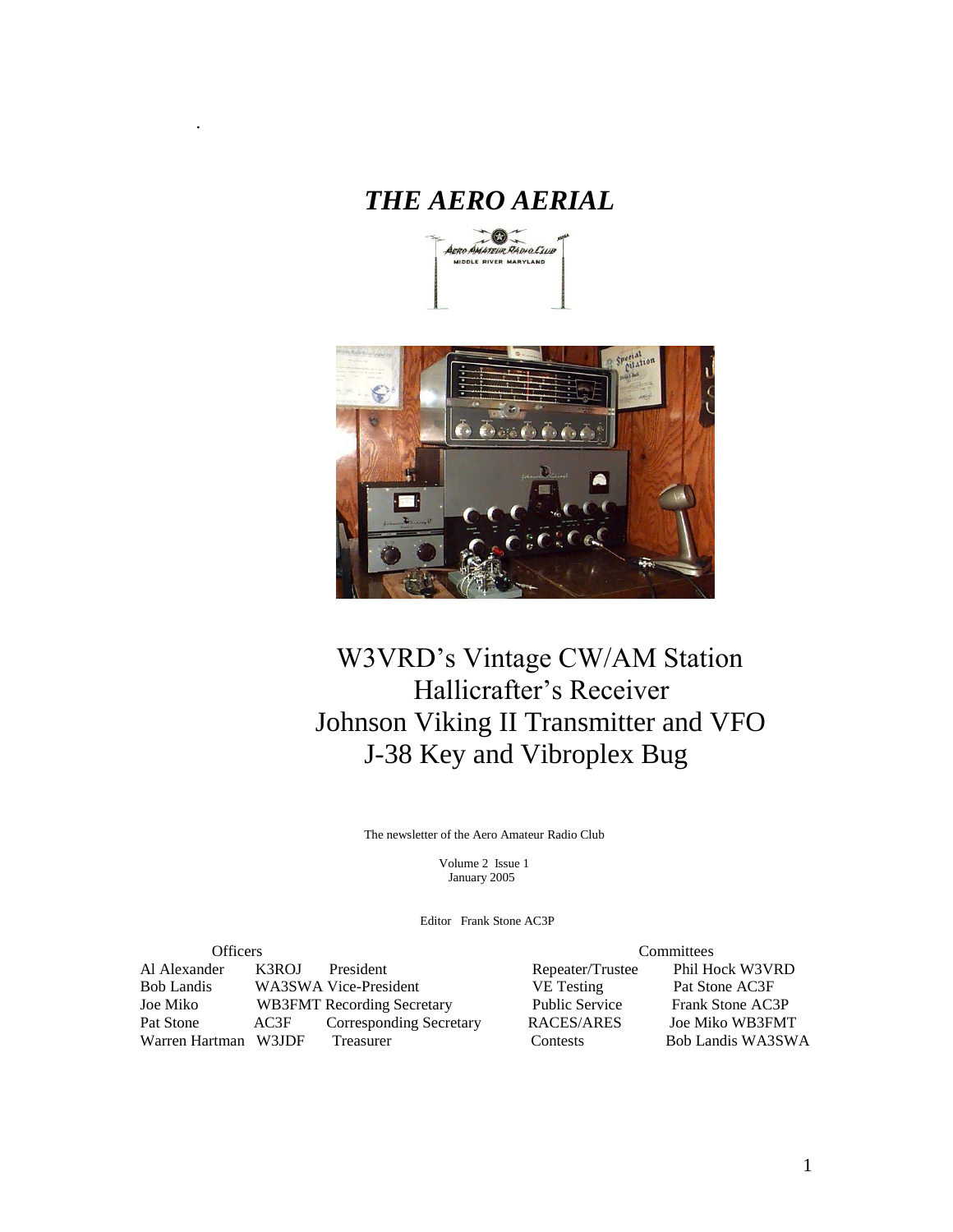# *THE AERO AERIAL*

W3VRD's Vintage CW/AM Station
Hallicrafter's Receiver
Johnson Viking II Transmitter and VFO
J-38 Key and Vibroplex Bug

The newsletter of the Aero Amateur Radio Club

Volume 2 Issue 1
January 2005

Editor Frank Stone AC3P

**Officers**

| Name | Call | Position |
|---|---|---|
| Al Alexander | K3ROJ | President |
| Bob Landis | WA3SWA | Vice-President |
| Joe Miko | WB3FMT | Recording Secretary |
| Pat Stone | AC3F | Corresponding Secretary |
| Warren Hartman | W3JDF | Treasurer |

**Committees**

| Committee | Member |
|---|---|
| Repeater/Trustee | Phil Hock W3VRD |
| VE Testing | Pat Stone AC3F |
| Public Service | Frank Stone AC3P |
| RACES/ARES | Joe Miko WB3FMT |
| Contests | Bob Landis WA3SWA |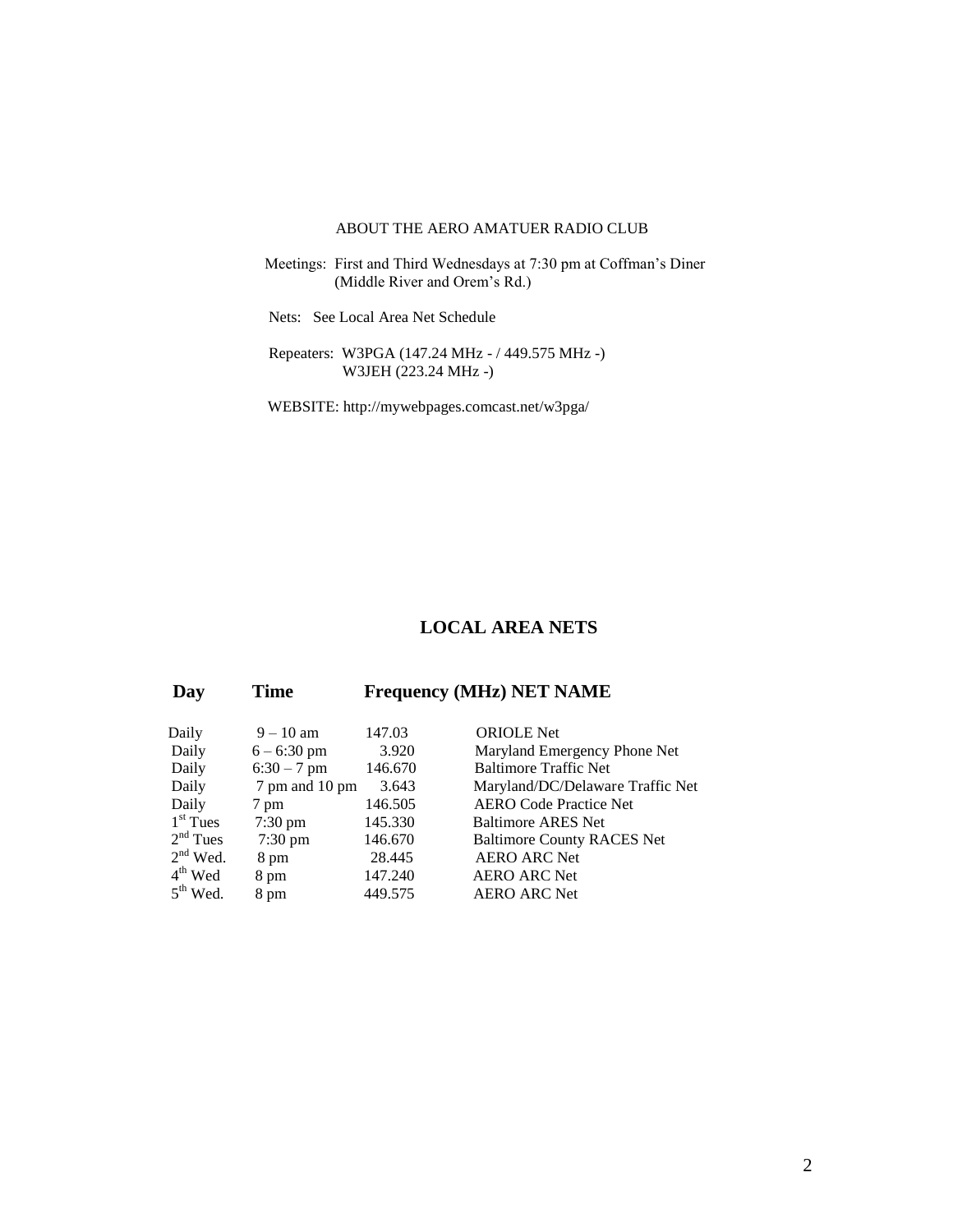ABOUT THE AERO AMATUER RADIO CLUB

Meetings: First and Third Wednesdays at 7:30 pm at Coffman's Diner (Middle River and Orem's Rd.)

Nets: See Local Area Net Schedule

Repeaters: W3PGA (147.24 MHz - / 449.575 MHz -)
W3JEH (223.24 MHz -)

WEBSITE: http://mywebpages.comcast.net/w3pga/

## LOCAL AREA NETS

| Day | Time | Frequency (MHz) | NET NAME |
|---|---|---|---|
| Daily | 9 – 10 am | 147.03 | ORIOLE Net |
| Daily | 6 – 6:30 pm | 3.920 | Maryland Emergency Phone Net |
| Daily | 6:30 – 7 pm | 146.670 | Baltimore Traffic Net |
| Daily | 7 pm and 10 pm | 3.643 | Maryland/DC/Delaware Traffic Net |
| Daily | 7 pm | 146.505 | AERO Code Practice Net |
| 1st Tues | 7:30 pm | 145.330 | Baltimore ARES Net |
| 2nd Tues | 7:30 pm | 146.670 | Baltimore County RACES Net |
| 2nd Wed. | 8 pm | 28.445 | AERO ARC Net |
| 4th Wed | 8 pm | 147.240 | AERO ARC Net |
| 5th Wed. | 8 pm | 449.575 | AERO ARC Net |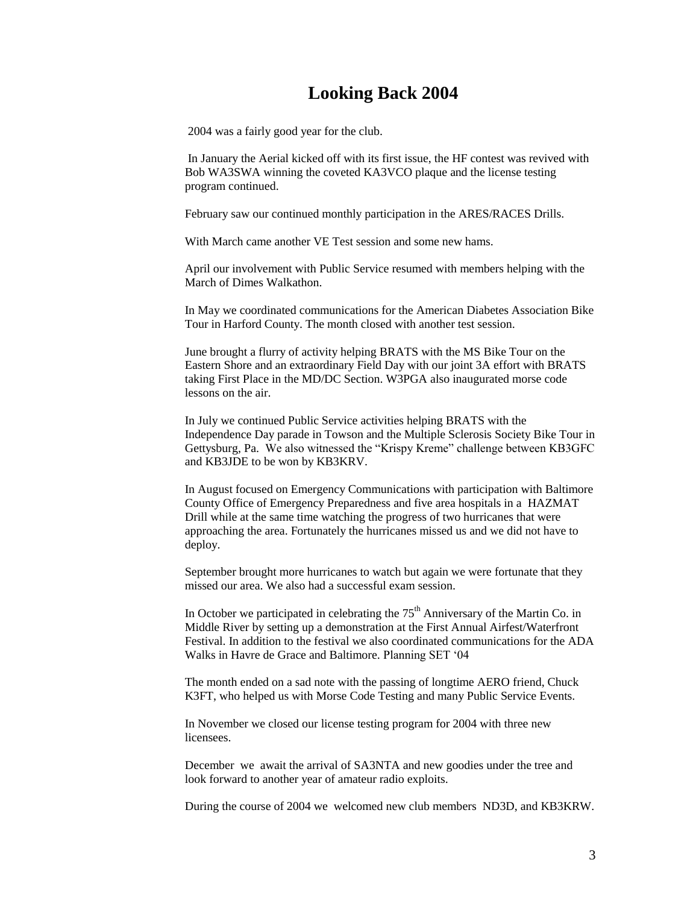# Looking Back 2004

2004 was a fairly good year for the club.

In January the Aerial kicked off with its first issue, the HF contest was revived with Bob WA3SWA winning the coveted KA3VCO plaque and the license testing program continued.

February saw our continued monthly participation in the ARES/RACES Drills.

With March came another VE Test session and some new hams.

April our involvement with Public Service resumed with members helping with the March of Dimes Walkathon.

In May we coordinated communications for the American Diabetes Association Bike Tour in Harford County. The month closed with another test session.

June brought a flurry of activity helping BRATS with the MS Bike Tour on the Eastern Shore and an extraordinary Field Day with our joint 3A effort with BRATS taking First Place in the MD/DC Section. W3PGA also inaugurated morse code lessons on the air.

In July we continued Public Service activities helping BRATS with the Independence Day parade in Towson and the Multiple Sclerosis Society Bike Tour in Gettysburg, Pa. We also witnessed the "Krispy Kreme" challenge between KB3GFC and KB3JDE to be won by KB3KRV.

In August focused on Emergency Communications with participation with Baltimore County Office of Emergency Preparedness and five area hospitals in a HAZMAT Drill while at the same time watching the progress of two hurricanes that were approaching the area. Fortunately the hurricanes missed us and we did not have to deploy.

September brought more hurricanes to watch but again we were fortunate that they missed our area. We also had a successful exam session.

In October we participated in celebrating the 75th Anniversary of the Martin Co. in Middle River by setting up a demonstration at the First Annual Airfest/Waterfront Festival. In addition to the festival we also coordinated communications for the ADA Walks in Havre de Grace and Baltimore. Planning SET '04

The month ended on a sad note with the passing of longtime AERO friend, Chuck K3FT, who helped us with Morse Code Testing and many Public Service Events.

In November we closed our license testing program for 2004 with three new licensees.

December we await the arrival of SA3NTA and new goodies under the tree and look forward to another year of amateur radio exploits.

During the course of 2004 we welcomed new club members ND3D, and KB3KRW.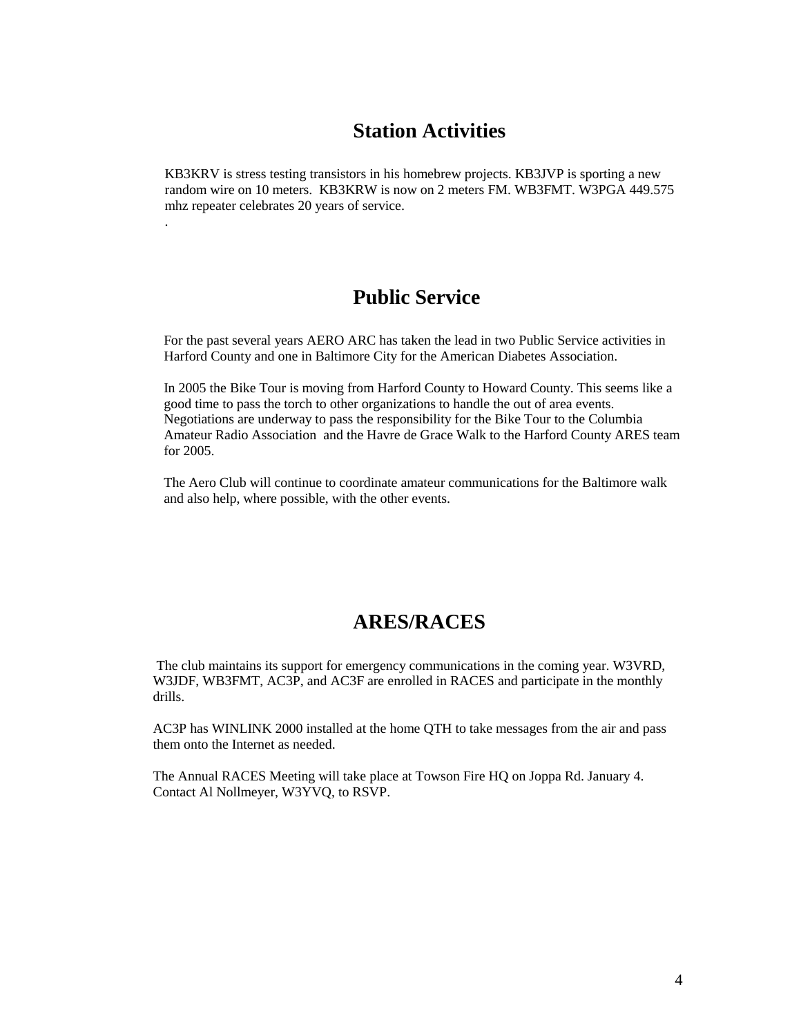## Station Activities

KB3KRV is stress testing transistors in his homebrew projects. KB3JVP is sporting a new random wire on 10 meters. KB3KRW is now on 2 meters FM. WB3FMT. W3PGA 449.575 mhz repeater celebrates 20 years of service.

.

## Public Service

For the past several years AERO ARC has taken the lead in two Public Service activities in Harford County and one in Baltimore City for the American Diabetes Association.

In 2005 the Bike Tour is moving from Harford County to Howard County. This seems like a good time to pass the torch to other organizations to handle the out of area events. Negotiations are underway to pass the responsibility for the Bike Tour to the Columbia Amateur Radio Association and the Havre de Grace Walk to the Harford County ARES team for 2005.

The Aero Club will continue to coordinate amateur communications for the Baltimore walk and also help, where possible, with the other events.

## ARES/RACES

The club maintains its support for emergency communications in the coming year. W3VRD, W3JDF, WB3FMT, AC3P, and AC3F are enrolled in RACES and participate in the monthly drills.

AC3P has WINLINK 2000 installed at the home QTH to take messages from the air and pass them onto the Internet as needed.

The Annual RACES Meeting will take place at Towson Fire HQ on Joppa Rd. January 4. Contact Al Nollmeyer, W3YVQ, to RSVP.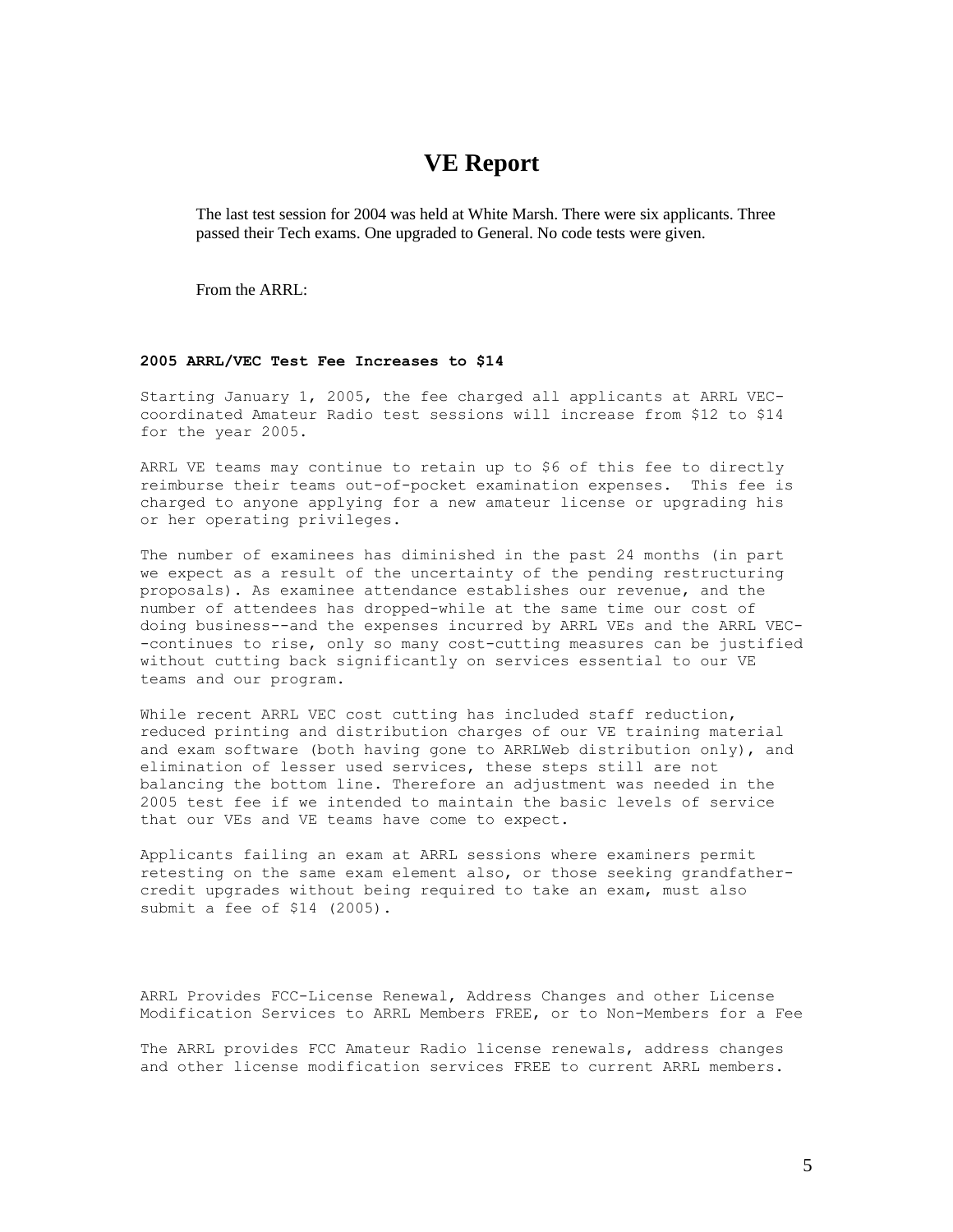# VE Report

The last test session for 2004 was held at White Marsh. There were six applicants. Three passed their Tech exams. One upgraded to General. No code tests were given.

From the ARRL:

**2005 ARRL/VEC Test Fee Increases to $14**

Starting January 1, 2005, the fee charged all applicants at ARRL VEC-coordinated Amateur Radio test sessions will increase from $12 to $14 for the year 2005.

ARRL VE teams may continue to retain up to $6 of this fee to directly reimburse their teams out-of-pocket examination expenses. This fee is charged to anyone applying for a new amateur license or upgrading his or her operating privileges.

The number of examinees has diminished in the past 24 months (in part we expect as a result of the uncertainty of the pending restructuring proposals). As examinee attendance establishes our revenue, and the number of attendees has dropped-while at the same time our cost of doing business--and the expenses incurred by ARRL VEs and the ARRL VEC--continues to rise, only so many cost-cutting measures can be justified without cutting back significantly on services essential to our VE teams and our program.

While recent ARRL VEC cost cutting has included staff reduction, reduced printing and distribution charges of our VE training material and exam software (both having gone to ARRLWeb distribution only), and elimination of lesser used services, these steps still are not balancing the bottom line. Therefore an adjustment was needed in the 2005 test fee if we intended to maintain the basic levels of service that our VEs and VE teams have come to expect.

Applicants failing an exam at ARRL sessions where examiners permit retesting on the same exam element also, or those seeking grandfather-credit upgrades without being required to take an exam, must also submit a fee of $14 (2005).

ARRL Provides FCC-License Renewal, Address Changes and other License Modification Services to ARRL Members FREE, or to Non-Members for a Fee

The ARRL provides FCC Amateur Radio license renewals, address changes and other license modification services FREE to current ARRL members.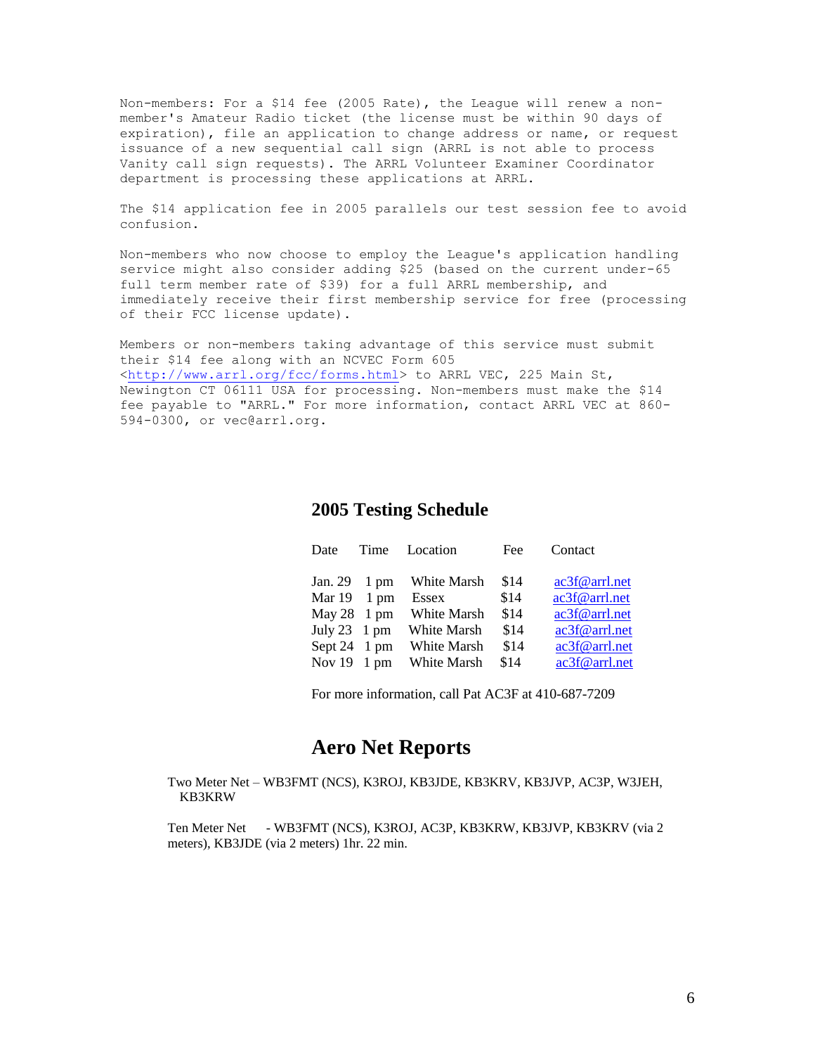Non-members: For a $14 fee (2005 Rate), the League will renew a non-member's Amateur Radio ticket (the license must be within 90 days of expiration), file an application to change address or name, or request issuance of a new sequential call sign (ARRL is not able to process Vanity call sign requests). The ARRL Volunteer Examiner Coordinator department is processing these applications at ARRL.

The $14 application fee in 2005 parallels our test session fee to avoid confusion.

Non-members who now choose to employ the League's application handling service might also consider adding $25 (based on the current under-65 full term member rate of $39) for a full ARRL membership, and immediately receive their first membership service for free (processing of their FCC license update).

Members or non-members taking advantage of this service must submit their $14 fee along with an NCVEC Form 605 <http://www.arrl.org/fcc/forms.html> to ARRL VEC, 225 Main St, Newington CT 06111 USA for processing. Non-members must make the $14 fee payable to "ARRL." For more information, contact ARRL VEC at 860-594-0300, or vec@arrl.org.

## 2005 Testing Schedule

| Date | Time | Location | Fee | Contact |
|---|---|---|---|---|
| Jan. 29 | 1 pm | White Marsh | $14 | ac3f@arrl.net |
| Mar 19 | 1 pm | Essex | $14 | ac3f@arrl.net |
| May 28 | 1 pm | White Marsh | $14 | ac3f@arrl.net |
| July 23 | 1 pm | White Marsh | $14 | ac3f@arrl.net |
| Sept 24 | 1 pm | White Marsh | $14 | ac3f@arrl.net |
| Nov 19 | 1 pm | White Marsh | $14 | ac3f@arrl.net |

For more information, call Pat AC3F at 410-687-7209

# Aero Net Reports

Two Meter Net – WB3FMT (NCS), K3ROJ, KB3JDE, KB3KRV, KB3JVP, AC3P, W3JEH, KB3KRW

Ten Meter Net - WB3FMT (NCS), K3ROJ, AC3P, KB3KRW, KB3JVP, KB3KRV (via 2 meters), KB3JDE (via 2 meters) 1hr. 22 min.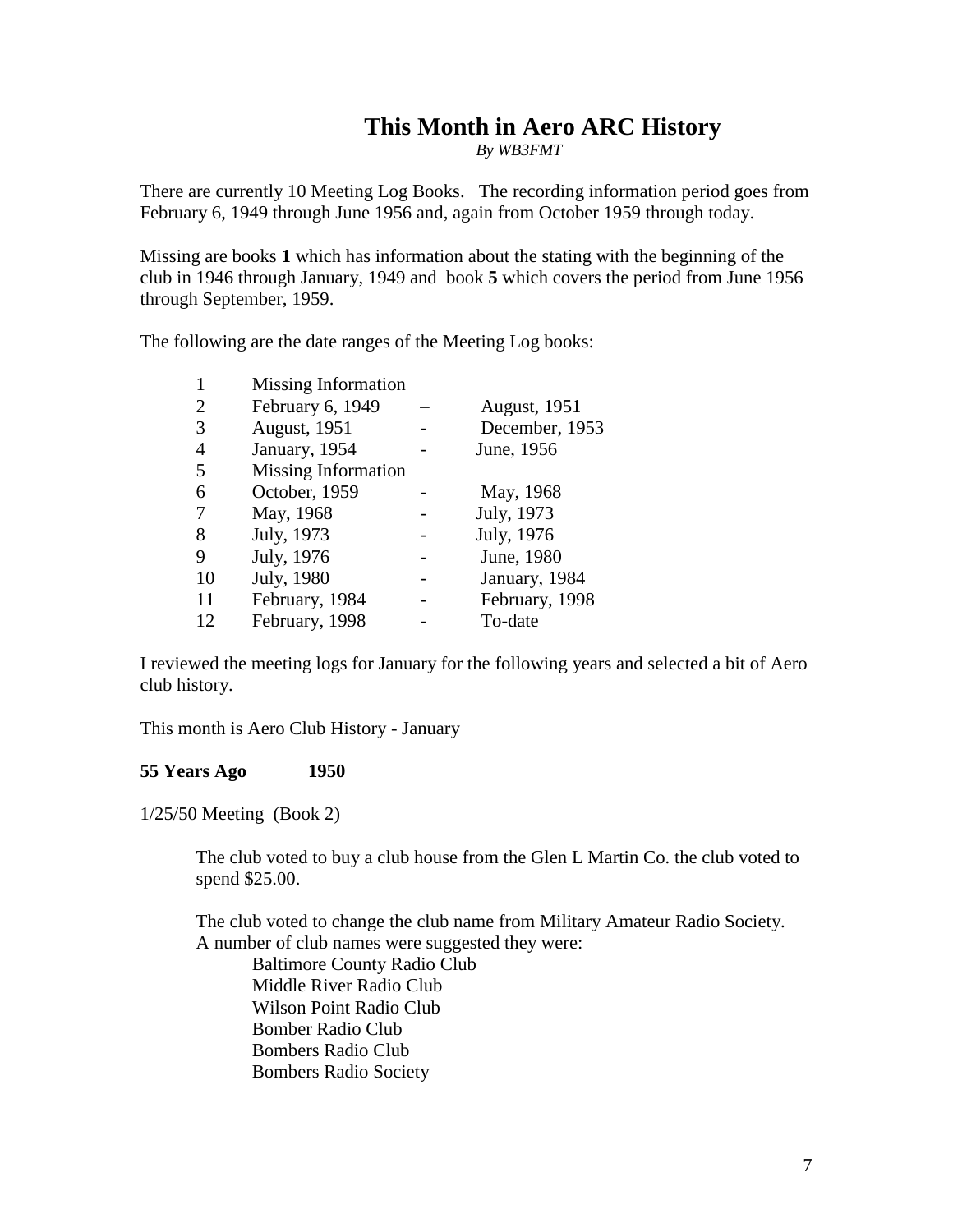# This Month in Aero ARC History

*By WB3FMT*

There are currently 10 Meeting Log Books. The recording information period goes from February 6, 1949 through June 1956 and, again from October 1959 through today.

Missing are books **1** which has information about the stating with the beginning of the club in 1946 through January, 1949 and book **5** which covers the period from June 1956 through September, 1959.

The following are the date ranges of the Meeting Log books:

| | | | |
|---|---|---|---|
| 1 | Missing Information | | |
| 2 | February 6, 1949 | – | August, 1951 |
| 3 | August, 1951 | - | December, 1953 |
| 4 | January, 1954 | - | June, 1956 |
| 5 | Missing Information | | |
| 6 | October, 1959 | - | May, 1968 |
| 7 | May, 1968 | - | July, 1973 |
| 8 | July, 1973 | - | July, 1976 |
| 9 | July, 1976 | - | June, 1980 |
| 10 | July, 1980 | - | January, 1984 |
| 11 | February, 1984 | - | February, 1998 |
| 12 | February, 1998 | - | To-date |

I reviewed the meeting logs for January for the following years and selected a bit of Aero club history.

This month is Aero Club History - January

**55 Years Ago 1950**

1/25/50 Meeting (Book 2)

> The club voted to buy a club house from the Glen L Martin Co. the club voted to spend $25.00.
>
> The club voted to change the club name from Military Amateur Radio Society. A number of club names were suggested they were:
>
> - Baltimore County Radio Club
> - Middle River Radio Club
> - Wilson Point Radio Club
> - Bomber Radio Club
> - Bombers Radio Club
> - Bombers Radio Society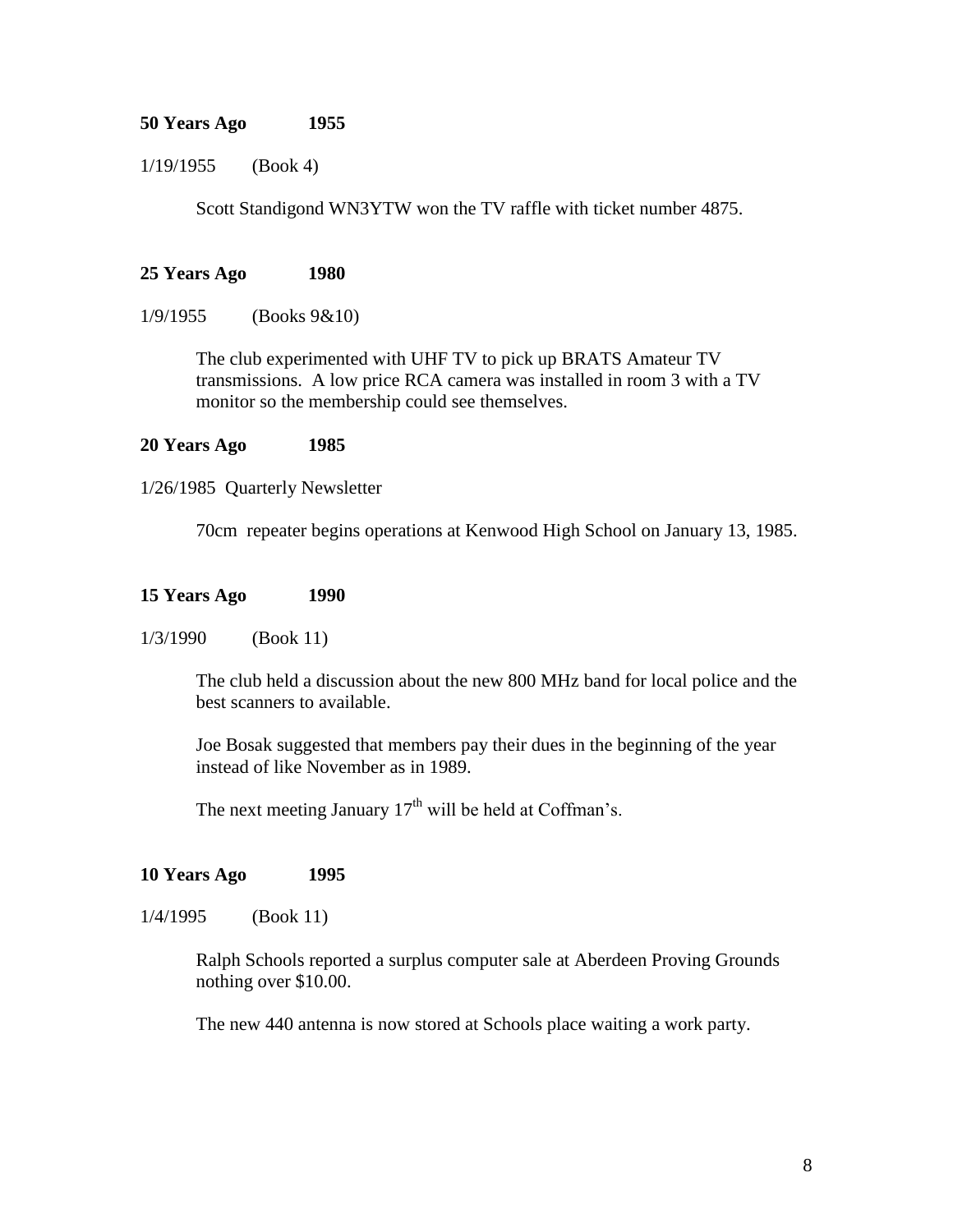**50 Years Ago 1955**

1/19/1955 (Book 4)

Scott Standigond WN3YTW won the TV raffle with ticket number 4875.

**25 Years Ago 1980**

1/9/1955 (Books 9&10)

The club experimented with UHF TV to pick up BRATS Amateur TV transmissions. A low price RCA camera was installed in room 3 with a TV monitor so the membership could see themselves.

**20 Years Ago 1985**

1/26/1985 Quarterly Newsletter

70cm repeater begins operations at Kenwood High School on January 13, 1985.

**15 Years Ago 1990**

1/3/1990 (Book 11)

The club held a discussion about the new 800 MHz band for local police and the best scanners to available.

Joe Bosak suggested that members pay their dues in the beginning of the year instead of like November as in 1989.

The next meeting January 17th will be held at Coffman's.

**10 Years Ago 1995**

1/4/1995 (Book 11)

Ralph Schools reported a surplus computer sale at Aberdeen Proving Grounds nothing over $10.00.

The new 440 antenna is now stored at Schools place waiting a work party.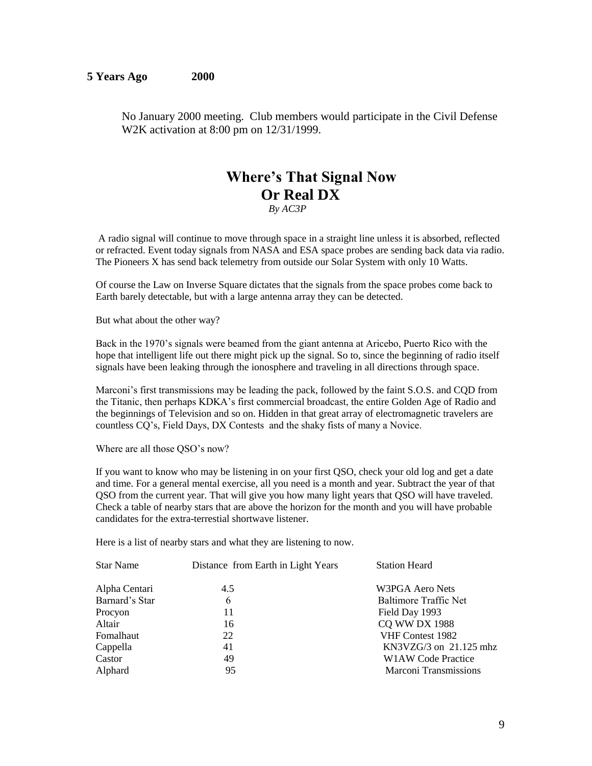**5 Years Ago 2000**

No January 2000 meeting. Club members would participate in the Civil Defense W2K activation at 8:00 pm on 12/31/1999.

# Where's That Signal Now
# Or Real DX

*By AC3P*

A radio signal will continue to move through space in a straight line unless it is absorbed, reflected or refracted. Event today signals from NASA and ESA space probes are sending back data via radio. The Pioneers X has send back telemetry from outside our Solar System with only 10 Watts.

Of course the Law on Inverse Square dictates that the signals from the space probes come back to Earth barely detectable, but with a large antenna array they can be detected.

But what about the other way?

Back in the 1970's signals were beamed from the giant antenna at Aricebo, Puerto Rico with the hope that intelligent life out there might pick up the signal. So to, since the beginning of radio itself signals have been leaking through the ionosphere and traveling in all directions through space.

Marconi's first transmissions may be leading the pack, followed by the faint S.O.S. and CQD from the Titanic, then perhaps KDKA's first commercial broadcast, the entire Golden Age of Radio and the beginnings of Television and so on. Hidden in that great array of electromagnetic travelers are countless CQ's, Field Days, DX Contests and the shaky fists of many a Novice.

Where are all those QSO's now?

If you want to know who may be listening in on your first QSO, check your old log and get a date and time. For a general mental exercise, all you need is a month and year. Subtract the year of that QSO from the current year. That will give you how many light years that QSO will have traveled. Check a table of nearby stars that are above the horizon for the month and you will have probable candidates for the extra-terrestial shortwave listener.

Here is a list of nearby stars and what they are listening to now.

| Star Name | Distance from Earth in Light Years | Station Heard |
|---|---|---|
| Alpha Centari | 4.5 | W3PGA Aero Nets |
| Barnard's Star | 6 | Baltimore Traffic Net |
| Procyon | 11 | Field Day 1993 |
| Altair | 16 | CQ WW DX 1988 |
| Fomalhaut | 22 | VHF Contest 1982 |
| Cappella | 41 | KN3VZG/3 on 21.125 mhz |
| Castor | 49 | W1AW Code Practice |
| Alphard | 95 | Marconi Transmissions |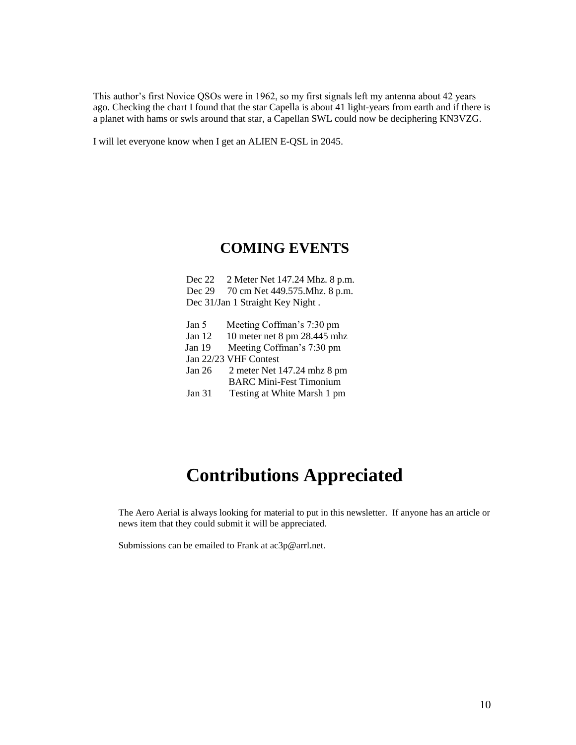This author's first Novice QSOs were in 1962, so my first signals left my antenna about 42 years ago. Checking the chart I found that the star Capella is about 41 light-years from earth and if there is a planet with hams or swls around that star, a Capellan SWL could now be deciphering KN3VZG.

I will let everyone know when I get an ALIEN E-QSL in 2045.

## COMING EVENTS

Dec 22 2 Meter Net 147.24 Mhz. 8 p.m.
Dec 29 70 cm Net 449.575.Mhz. 8 p.m.
Dec 31/Jan 1 Straight Key Night .

Jan 5 Meeting Coffman's 7:30 pm
Jan 12 10 meter net 8 pm 28.445 mhz
Jan 19 Meeting Coffman's 7:30 pm
Jan 22/23 VHF Contest
Jan 26 2 meter Net 147.24 mhz 8 pm
BARC Mini-Fest Timonium
Jan 31 Testing at White Marsh 1 pm

# Contributions Appreciated

The Aero Aerial is always looking for material to put in this newsletter. If anyone has an article or news item that they could submit it will be appreciated.

Submissions can be emailed to Frank at ac3p@arrl.net.